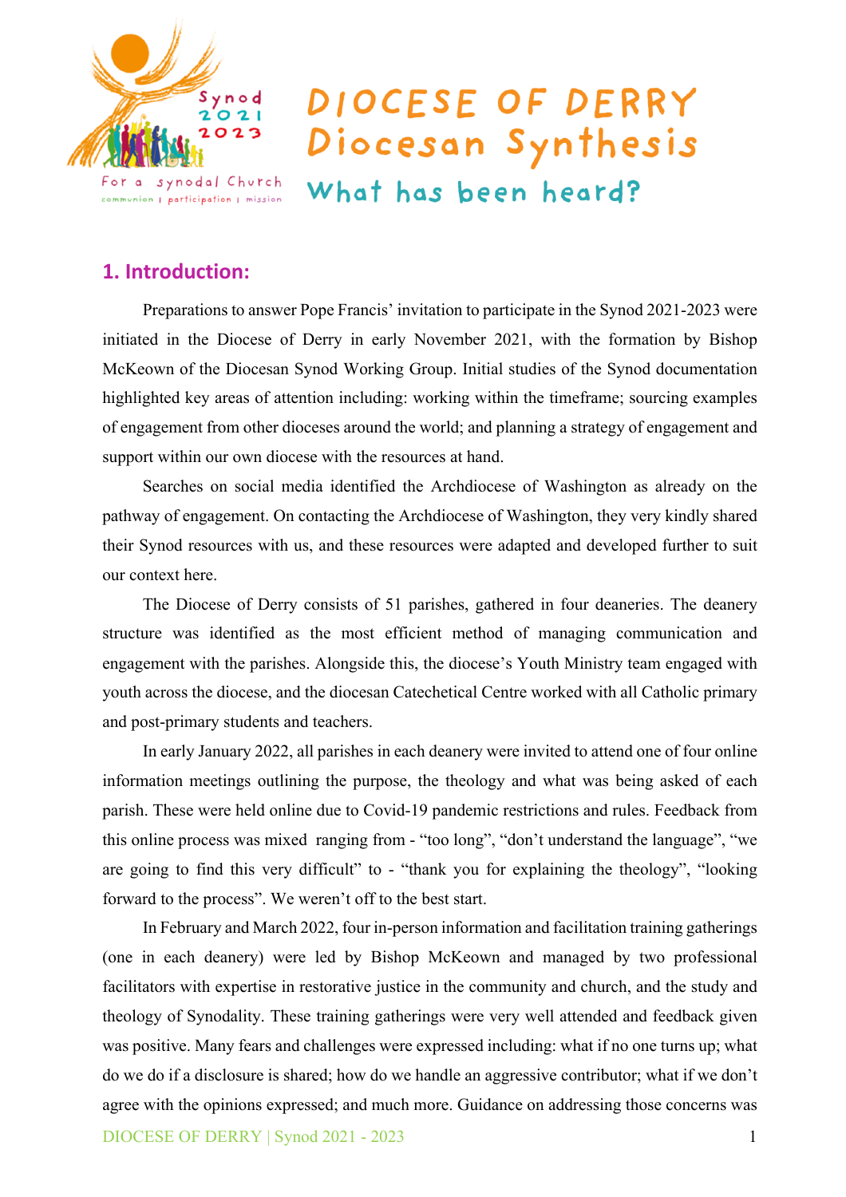# DIOCESE OF DERRY Diocesan Synthesis

## What has been heard?

## 1. Introduction:

Preparations to answer Pope Francis' invitation to participate in the Synod 2021-2023 were initiated in the Diocese of Derry in early November 2021, with the formation by Bishop McKeown of the Diocesan Synod Working Group. Initial studies of the Synod documentation highlighted key areas of attention including: working within the timeframe; sourcing examples of engagement from other dioceses around the world; and planning a strategy of engagement and support within our own diocese with the resources at hand.

Searches on social media identified the Archdiocese of Washington as already on the pathway of engagement. On contacting the Archdiocese of Washington, they very kindly shared their Synod resources with us, and these resources were adapted and developed further to suit our context here.

The Diocese of Derry consists of 51 parishes, gathered in four deaneries. The deanery structure was identified as the most efficient method of managing communication and engagement with the parishes. Alongside this, the diocese's Youth Ministry team engaged with youth across the diocese, and the diocesan Catechetical Centre worked with all Catholic primary and post-primary students and teachers.

In early January 2022, all parishes in each deanery were invited to attend one of four online information meetings outlining the purpose, the theology and what was being asked of each parish. These were held online due to Covid-19 pandemic restrictions and rules. Feedback from this online process was mixed ranging from - "too long", "don't understand the language", "we are going to find this very difficult" to - "thank you for explaining the theology", "looking forward to the process". We weren't off to the best start.

In February and March 2022, four in-person information and facilitation training gatherings (one in each deanery) were led by Bishop McKeown and managed by two professional facilitators with expertise in restorative justice in the community and church, and the study and theology of Synodality. These training gatherings were very well attended and feedback given was positive. Many fears and challenges were expressed including: what if no one turns up; what do we do if a disclosure is shared; how do we handle an aggressive contributor; what if we don't agree with the opinions expressed; and much more. Guidance on addressing those concerns was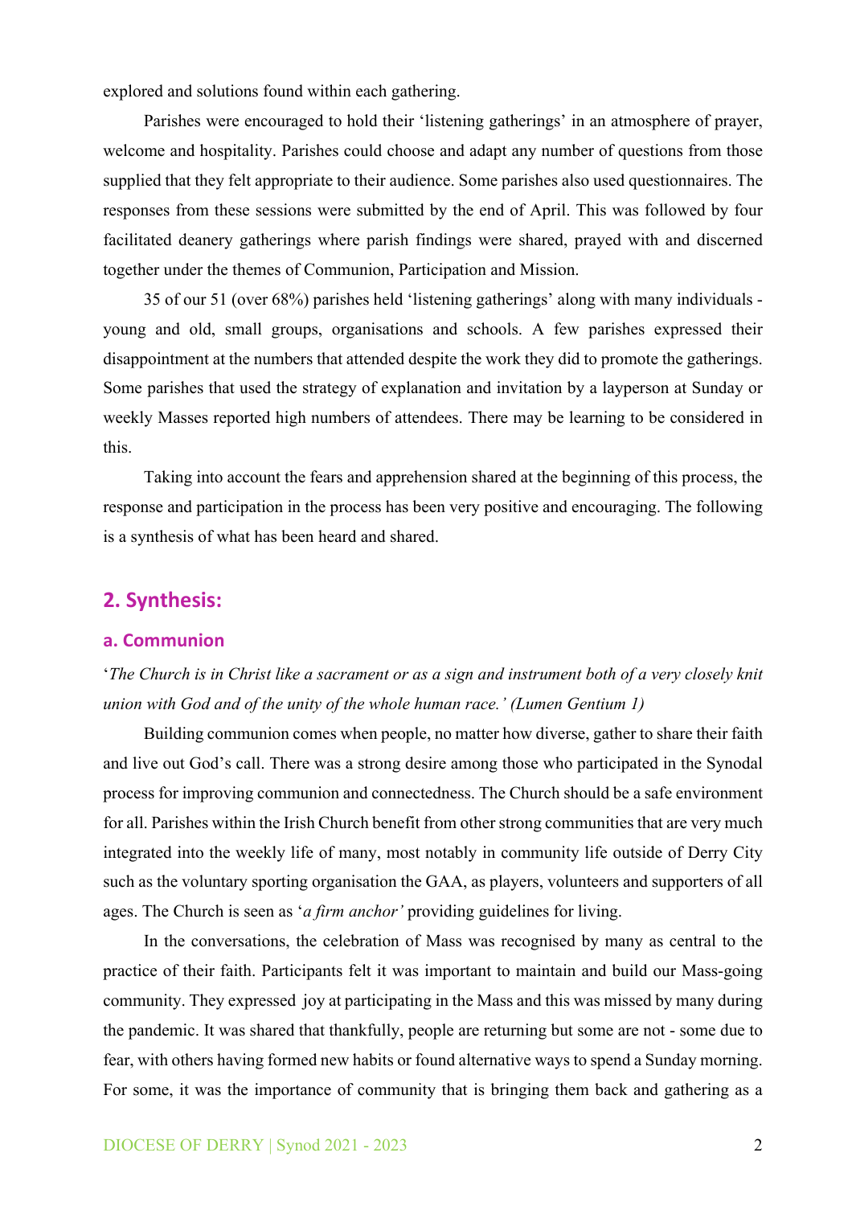explored and solutions found within each gathering.

Parishes were encouraged to hold their 'listening gatherings' in an atmosphere of prayer, welcome and hospitality. Parishes could choose and adapt any number of questions from those supplied that they felt appropriate to their audience. Some parishes also used questionnaires. The responses from these sessions were submitted by the end of April. This was followed by four facilitated deanery gatherings where parish findings were shared, prayed with and discerned together under the themes of Communion, Participation and Mission.

35 of our 51 (over 68%) parishes held 'listening gatherings' along with many individuals - young and old, small groups, organisations and schools. A few parishes expressed their disappointment at the numbers that attended despite the work they did to promote the gatherings. Some parishes that used the strategy of explanation and invitation by a layperson at Sunday or weekly Masses reported high numbers of attendees. There may be learning to be considered in this.

Taking into account the fears and apprehension shared at the beginning of this process, the response and participation in the process has been very positive and encouraging. The following is a synthesis of what has been heard and shared.

## 2. Synthesis:

### a. Communion

'*The Church is in Christ like a sacrament or as a sign and instrument both of a very closely knit union with God and of the unity of the whole human race.' (Lumen Gentium 1)*

Building communion comes when people, no matter how diverse, gather to share their faith and live out God's call. There was a strong desire among those who participated in the Synodal process for improving communion and connectedness. The Church should be a safe environment for all. Parishes within the Irish Church benefit from other strong communities that are very much integrated into the weekly life of many, most notably in community life outside of Derry City such as the voluntary sporting organisation the GAA, as players, volunteers and supporters of all ages. The Church is seen as '*a firm anchor'* providing guidelines for living.

In the conversations, the celebration of Mass was recognised by many as central to the practice of their faith. Participants felt it was important to maintain and build our Mass-going community. They expressed joy at participating in the Mass and this was missed by many during the pandemic. It was shared that thankfully, people are returning but some are not - some due to fear, with others having formed new habits or found alternative ways to spend a Sunday morning. For some, it was the importance of community that is bringing them back and gathering as a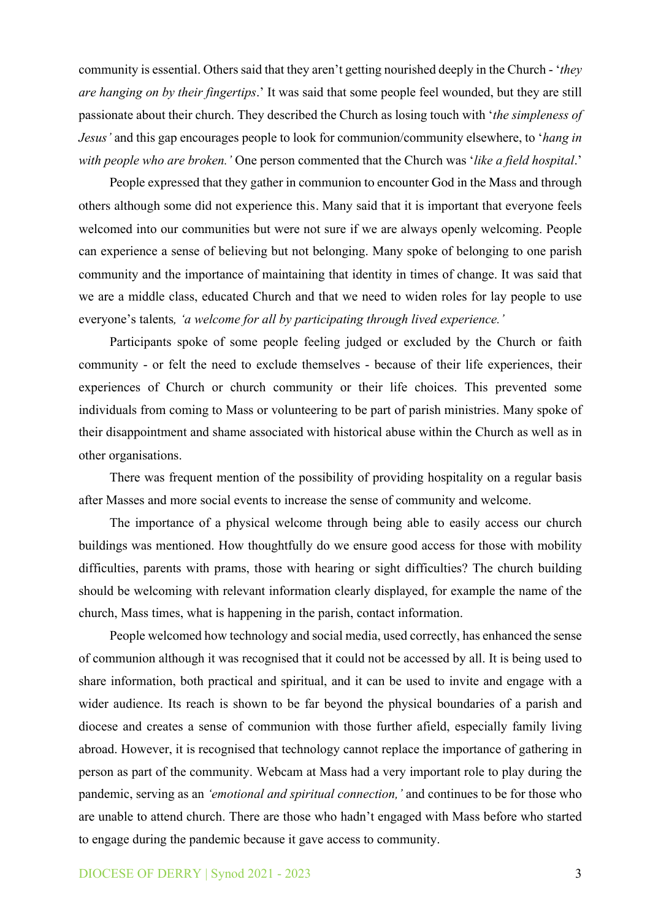community is essential. Others said that they aren't getting nourished deeply in the Church - '*they are hanging on by their fingertips*.' It was said that some people feel wounded, but they are still passionate about their church. They described the Church as losing touch with '*the simpleness of Jesus'* and this gap encourages people to look for communion/community elsewhere, to '*hang in with people who are broken.'* One person commented that the Church was '*like a field hospital*.'

People expressed that they gather in communion to encounter God in the Mass and through others although some did not experience this. Many said that it is important that everyone feels welcomed into our communities but were not sure if we are always openly welcoming. People can experience a sense of believing but not belonging. Many spoke of belonging to one parish community and the importance of maintaining that identity in times of change. It was said that we are a middle class, educated Church and that we need to widen roles for lay people to use everyone's talents*, 'a welcome for all by participating through lived experience.'*

Participants spoke of some people feeling judged or excluded by the Church or faith community - or felt the need to exclude themselves - because of their life experiences, their experiences of Church or church community or their life choices. This prevented some individuals from coming to Mass or volunteering to be part of parish ministries. Many spoke of their disappointment and shame associated with historical abuse within the Church as well as in other organisations.

There was frequent mention of the possibility of providing hospitality on a regular basis after Masses and more social events to increase the sense of community and welcome.

The importance of a physical welcome through being able to easily access our church buildings was mentioned. How thoughtfully do we ensure good access for those with mobility difficulties, parents with prams, those with hearing or sight difficulties? The church building should be welcoming with relevant information clearly displayed, for example the name of the church, Mass times, what is happening in the parish, contact information.

People welcomed how technology and social media, used correctly, has enhanced the sense of communion although it was recognised that it could not be accessed by all. It is being used to share information, both practical and spiritual, and it can be used to invite and engage with a wider audience. Its reach is shown to be far beyond the physical boundaries of a parish and diocese and creates a sense of communion with those further afield, especially family living abroad. However, it is recognised that technology cannot replace the importance of gathering in person as part of the community. Webcam at Mass had a very important role to play during the pandemic, serving as an *'emotional and spiritual connection,'* and continues to be for those who are unable to attend church. There are those who hadn't engaged with Mass before who started to engage during the pandemic because it gave access to community.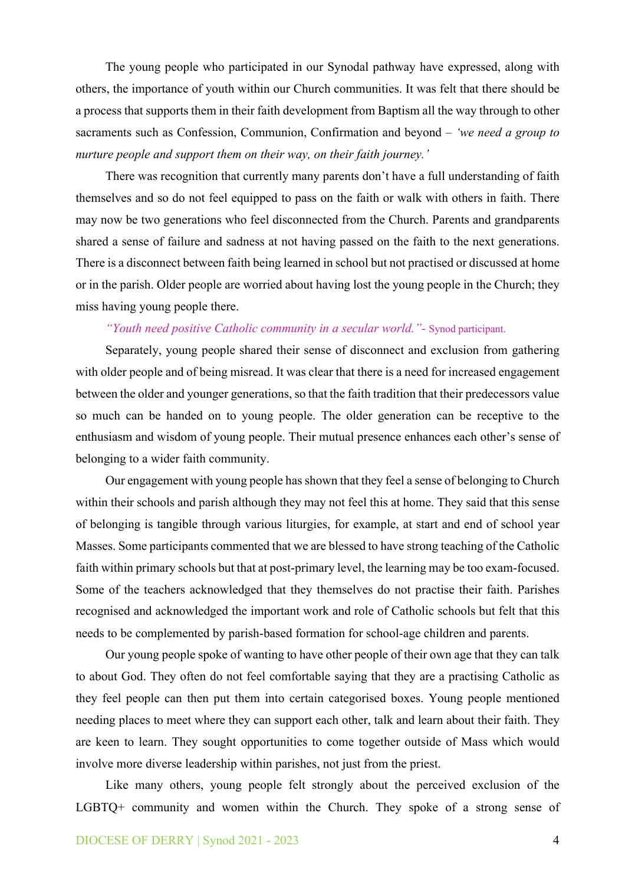The young people who participated in our Synodal pathway have expressed, along with others, the importance of youth within our Church communities. It was felt that there should be a process that supports them in their faith development from Baptism all the way through to other sacraments such as Confession, Communion, Confirmation and beyond – *'we need a group to nurture people and support them on their way, on their faith journey.'*

There was recognition that currently many parents don't have a full understanding of faith themselves and so do not feel equipped to pass on the faith or walk with others in faith. There may now be two generations who feel disconnected from the Church. Parents and grandparents shared a sense of failure and sadness at not having passed on the faith to the next generations. There is a disconnect between faith being learned in school but not practised or discussed at home or in the parish. Older people are worried about having lost the young people in the Church; they miss having young people there.

*"Youth need positive Catholic community in a secular world."*- Synod participant.

Separately, young people shared their sense of disconnect and exclusion from gathering with older people and of being misread. It was clear that there is a need for increased engagement between the older and younger generations, so that the faith tradition that their predecessors value so much can be handed on to young people. The older generation can be receptive to the enthusiasm and wisdom of young people. Their mutual presence enhances each other's sense of belonging to a wider faith community.

Our engagement with young people has shown that they feel a sense of belonging to Church within their schools and parish although they may not feel this at home. They said that this sense of belonging is tangible through various liturgies, for example, at start and end of school year Masses. Some participants commented that we are blessed to have strong teaching of the Catholic faith within primary schools but that at post-primary level, the learning may be too exam-focused. Some of the teachers acknowledged that they themselves do not practise their faith. Parishes recognised and acknowledged the important work and role of Catholic schools but felt that this needs to be complemented by parish-based formation for school-age children and parents.

Our young people spoke of wanting to have other people of their own age that they can talk to about God. They often do not feel comfortable saying that they are a practising Catholic as they feel people can then put them into certain categorised boxes. Young people mentioned needing places to meet where they can support each other, talk and learn about their faith. They are keen to learn. They sought opportunities to come together outside of Mass which would involve more diverse leadership within parishes, not just from the priest.

Like many others, young people felt strongly about the perceived exclusion of the LGBTQ+ community and women within the Church. They spoke of a strong sense of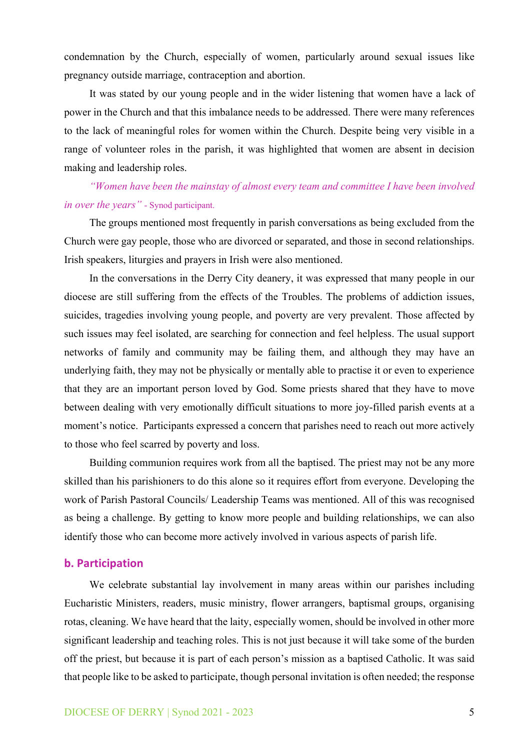condemnation by the Church, especially of women, particularly around sexual issues like pregnancy outside marriage, contraception and abortion.

It was stated by our young people and in the wider listening that women have a lack of power in the Church and that this imbalance needs to be addressed. There were many references to the lack of meaningful roles for women within the Church. Despite being very visible in a range of volunteer roles in the parish, it was highlighted that women are absent in decision making and leadership roles.

*"Women have been the mainstay of almost every team and committee I have been involved in over the years"* - Synod participant.

The groups mentioned most frequently in parish conversations as being excluded from the Church were gay people, those who are divorced or separated, and those in second relationships. Irish speakers, liturgies and prayers in Irish were also mentioned.

In the conversations in the Derry City deanery, it was expressed that many people in our diocese are still suffering from the effects of the Troubles. The problems of addiction issues, suicides, tragedies involving young people, and poverty are very prevalent. Those affected by such issues may feel isolated, are searching for connection and feel helpless. The usual support networks of family and community may be failing them, and although they may have an underlying faith, they may not be physically or mentally able to practise it or even to experience that they are an important person loved by God. Some priests shared that they have to move between dealing with very emotionally difficult situations to more joy-filled parish events at a moment's notice. Participants expressed a concern that parishes need to reach out more actively to those who feel scarred by poverty and loss.

Building communion requires work from all the baptised. The priest may not be any more skilled than his parishioners to do this alone so it requires effort from everyone. Developing the work of Parish Pastoral Councils/ Leadership Teams was mentioned. All of this was recognised as being a challenge. By getting to know more people and building relationships, we can also identify those who can become more actively involved in various aspects of parish life.

### b. Participation

We celebrate substantial lay involvement in many areas within our parishes including Eucharistic Ministers, readers, music ministry, flower arrangers, baptismal groups, organising rotas, cleaning. We have heard that the laity, especially women, should be involved in other more significant leadership and teaching roles. This is not just because it will take some of the burden off the priest, but because it is part of each person's mission as a baptised Catholic. It was said that people like to be asked to participate, though personal invitation is often needed; the response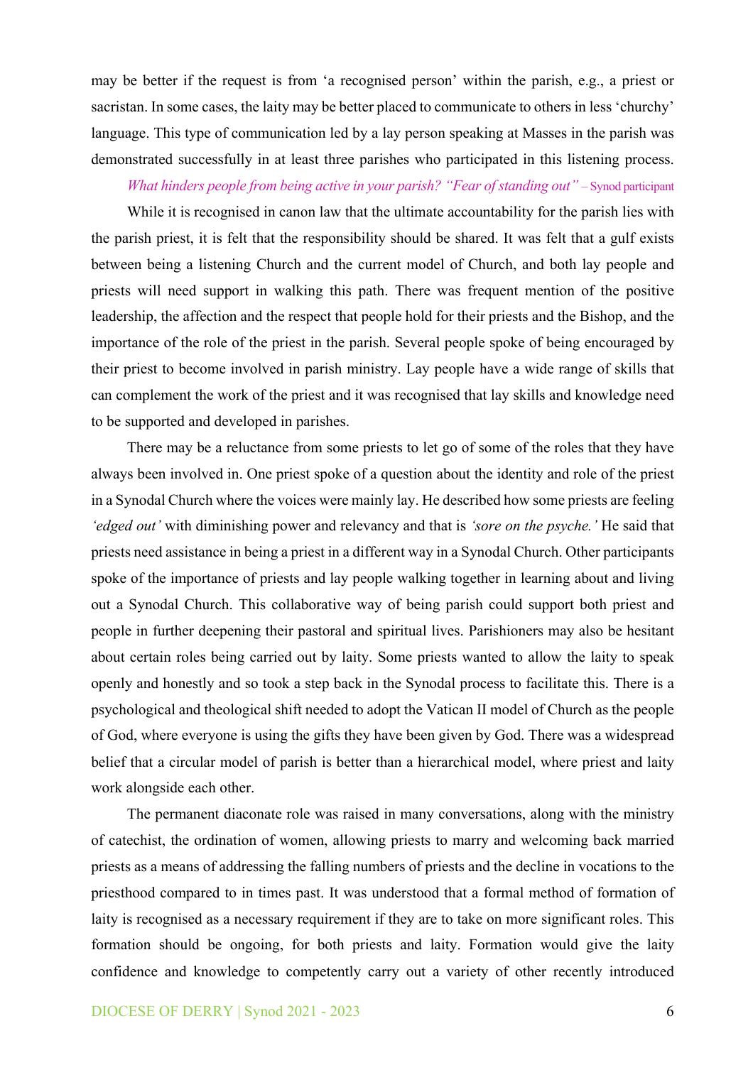may be better if the request is from 'a recognised person' within the parish, e.g., a priest or sacristan. In some cases, the laity may be better placed to communicate to others in less 'churchy' language. This type of communication led by a lay person speaking at Masses in the parish was demonstrated successfully in at least three parishes who participated in this listening process.

*What hinders people from being active in your parish? "Fear of standing out"* – Synod participant

While it is recognised in canon law that the ultimate accountability for the parish lies with the parish priest, it is felt that the responsibility should be shared. It was felt that a gulf exists between being a listening Church and the current model of Church, and both lay people and priests will need support in walking this path. There was frequent mention of the positive leadership, the affection and the respect that people hold for their priests and the Bishop, and the importance of the role of the priest in the parish. Several people spoke of being encouraged by their priest to become involved in parish ministry. Lay people have a wide range of skills that can complement the work of the priest and it was recognised that lay skills and knowledge need to be supported and developed in parishes.

There may be a reluctance from some priests to let go of some of the roles that they have always been involved in. One priest spoke of a question about the identity and role of the priest in a Synodal Church where the voices were mainly lay. He described how some priests are feeling *'edged out'* with diminishing power and relevancy and that is *'sore on the psyche.'* He said that priests need assistance in being a priest in a different way in a Synodal Church. Other participants spoke of the importance of priests and lay people walking together in learning about and living out a Synodal Church. This collaborative way of being parish could support both priest and people in further deepening their pastoral and spiritual lives. Parishioners may also be hesitant about certain roles being carried out by laity. Some priests wanted to allow the laity to speak openly and honestly and so took a step back in the Synodal process to facilitate this. There is a psychological and theological shift needed to adopt the Vatican II model of Church as the people of God, where everyone is using the gifts they have been given by God. There was a widespread belief that a circular model of parish is better than a hierarchical model, where priest and laity work alongside each other.

The permanent diaconate role was raised in many conversations, along with the ministry of catechist, the ordination of women, allowing priests to marry and welcoming back married priests as a means of addressing the falling numbers of priests and the decline in vocations to the priesthood compared to in times past. It was understood that a formal method of formation of laity is recognised as a necessary requirement if they are to take on more significant roles. This formation should be ongoing, for both priests and laity. Formation would give the laity confidence and knowledge to competently carry out a variety of other recently introduced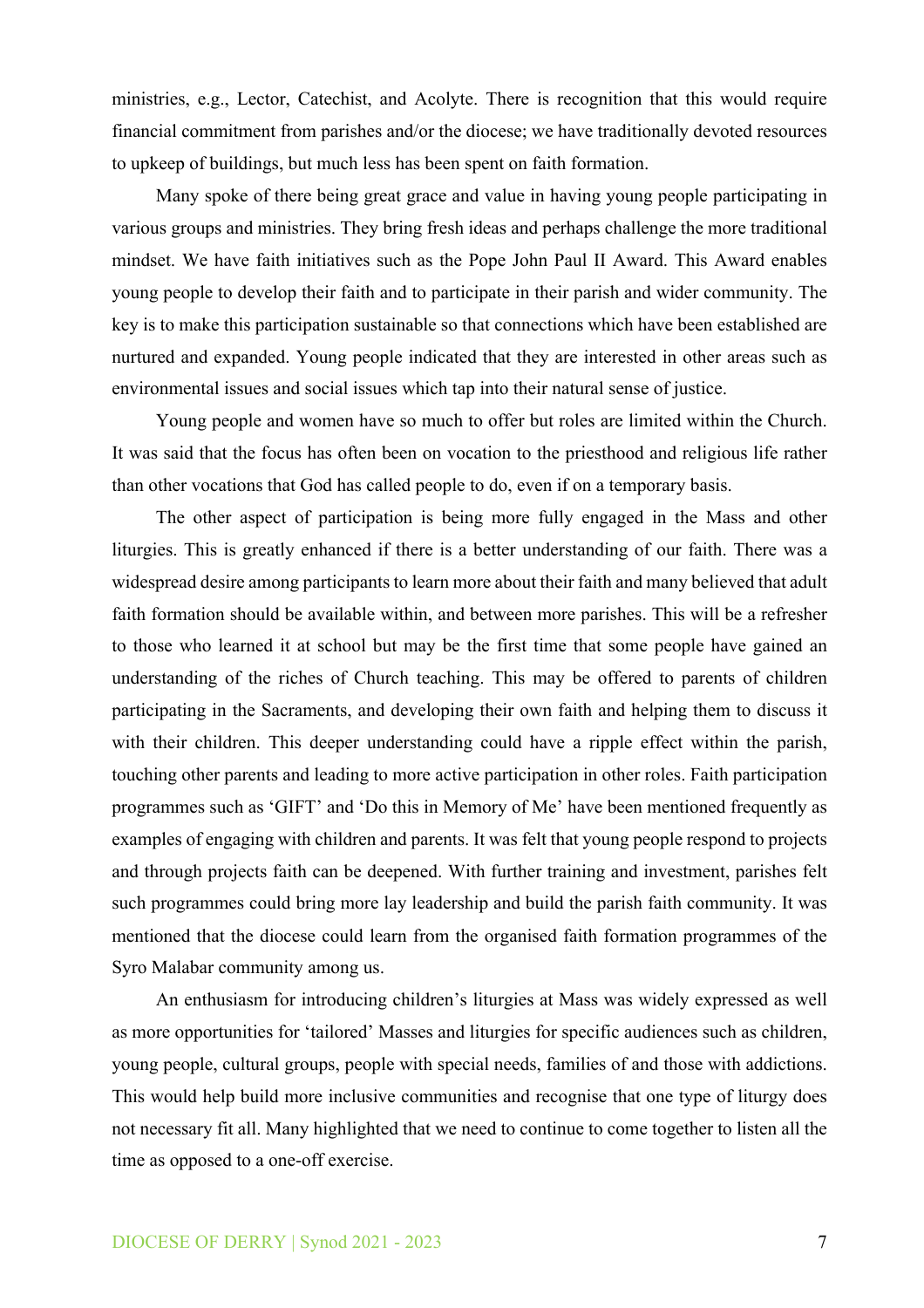ministries, e.g., Lector, Catechist, and Acolyte. There is recognition that this would require financial commitment from parishes and/or the diocese; we have traditionally devoted resources to upkeep of buildings, but much less has been spent on faith formation.

Many spoke of there being great grace and value in having young people participating in various groups and ministries. They bring fresh ideas and perhaps challenge the more traditional mindset. We have faith initiatives such as the Pope John Paul II Award. This Award enables young people to develop their faith and to participate in their parish and wider community. The key is to make this participation sustainable so that connections which have been established are nurtured and expanded. Young people indicated that they are interested in other areas such as environmental issues and social issues which tap into their natural sense of justice.

Young people and women have so much to offer but roles are limited within the Church. It was said that the focus has often been on vocation to the priesthood and religious life rather than other vocations that God has called people to do, even if on a temporary basis.

The other aspect of participation is being more fully engaged in the Mass and other liturgies. This is greatly enhanced if there is a better understanding of our faith. There was a widespread desire among participants to learn more about their faith and many believed that adult faith formation should be available within, and between more parishes. This will be a refresher to those who learned it at school but may be the first time that some people have gained an understanding of the riches of Church teaching. This may be offered to parents of children participating in the Sacraments, and developing their own faith and helping them to discuss it with their children. This deeper understanding could have a ripple effect within the parish, touching other parents and leading to more active participation in other roles. Faith participation programmes such as 'GIFT' and 'Do this in Memory of Me' have been mentioned frequently as examples of engaging with children and parents. It was felt that young people respond to projects and through projects faith can be deepened. With further training and investment, parishes felt such programmes could bring more lay leadership and build the parish faith community. It was mentioned that the diocese could learn from the organised faith formation programmes of the Syro Malabar community among us.

An enthusiasm for introducing children's liturgies at Mass was widely expressed as well as more opportunities for 'tailored' Masses and liturgies for specific audiences such as children, young people, cultural groups, people with special needs, families of and those with addictions. This would help build more inclusive communities and recognise that one type of liturgy does not necessary fit all. Many highlighted that we need to continue to come together to listen all the time as opposed to a one-off exercise.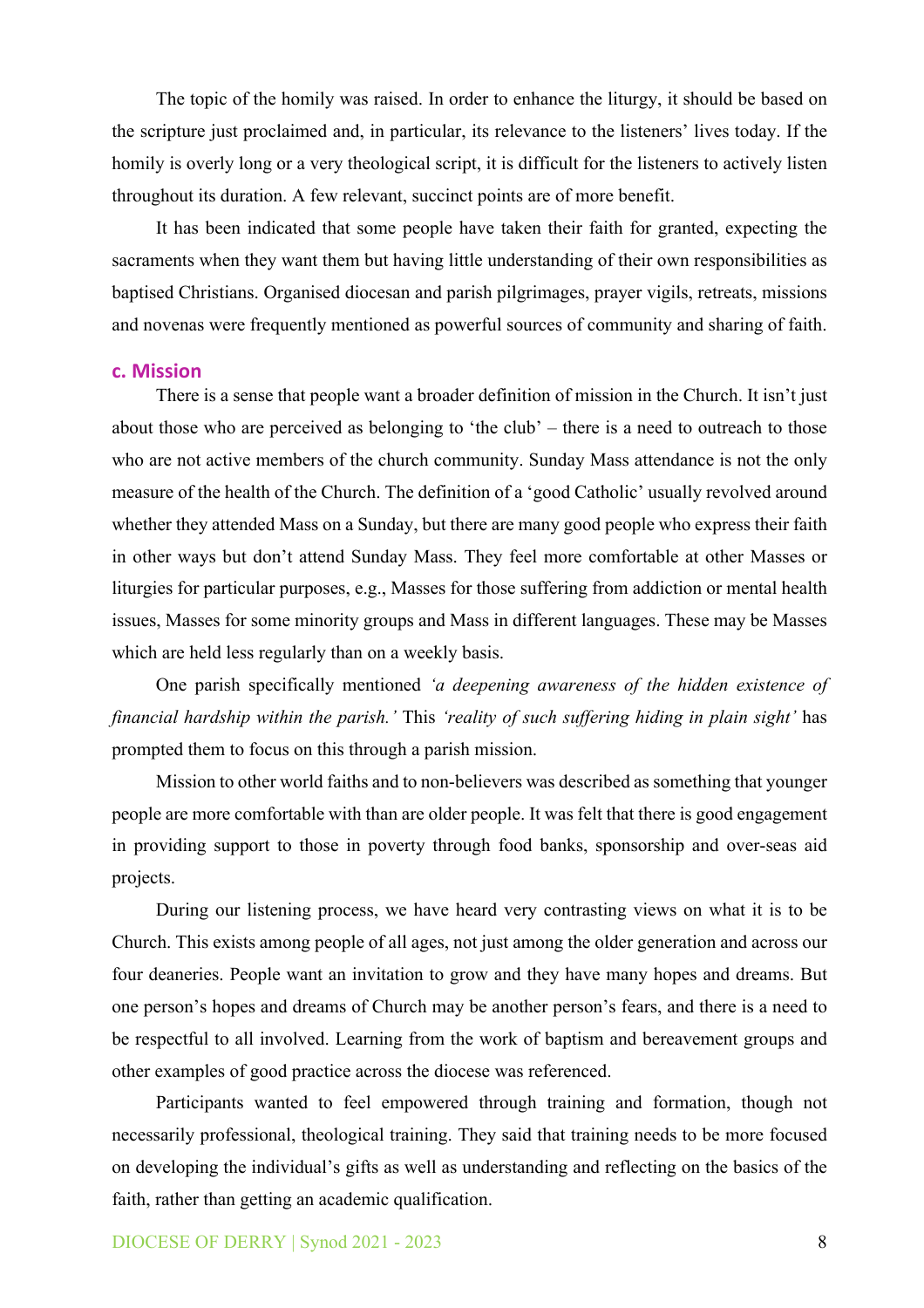The topic of the homily was raised. In order to enhance the liturgy, it should be based on the scripture just proclaimed and, in particular, its relevance to the listeners' lives today. If the homily is overly long or a very theological script, it is difficult for the listeners to actively listen throughout its duration. A few relevant, succinct points are of more benefit.

It has been indicated that some people have taken their faith for granted, expecting the sacraments when they want them but having little understanding of their own responsibilities as baptised Christians. Organised diocesan and parish pilgrimages, prayer vigils, retreats, missions and novenas were frequently mentioned as powerful sources of community and sharing of faith.

### c. Mission

There is a sense that people want a broader definition of mission in the Church. It isn't just about those who are perceived as belonging to 'the club' – there is a need to outreach to those who are not active members of the church community. Sunday Mass attendance is not the only measure of the health of the Church. The definition of a 'good Catholic' usually revolved around whether they attended Mass on a Sunday, but there are many good people who express their faith in other ways but don't attend Sunday Mass. They feel more comfortable at other Masses or liturgies for particular purposes, e.g., Masses for those suffering from addiction or mental health issues, Masses for some minority groups and Mass in different languages. These may be Masses which are held less regularly than on a weekly basis.

One parish specifically mentioned *'a deepening awareness of the hidden existence of financial hardship within the parish.'* This *'reality of such suffering hiding in plain sight'* has prompted them to focus on this through a parish mission.

Mission to other world faiths and to non-believers was described as something that younger people are more comfortable with than are older people. It was felt that there is good engagement in providing support to those in poverty through food banks, sponsorship and over-seas aid projects.

During our listening process, we have heard very contrasting views on what it is to be Church. This exists among people of all ages, not just among the older generation and across our four deaneries. People want an invitation to grow and they have many hopes and dreams. But one person's hopes and dreams of Church may be another person's fears, and there is a need to be respectful to all involved. Learning from the work of baptism and bereavement groups and other examples of good practice across the diocese was referenced.

Participants wanted to feel empowered through training and formation, though not necessarily professional, theological training. They said that training needs to be more focused on developing the individual's gifts as well as understanding and reflecting on the basics of the faith, rather than getting an academic qualification.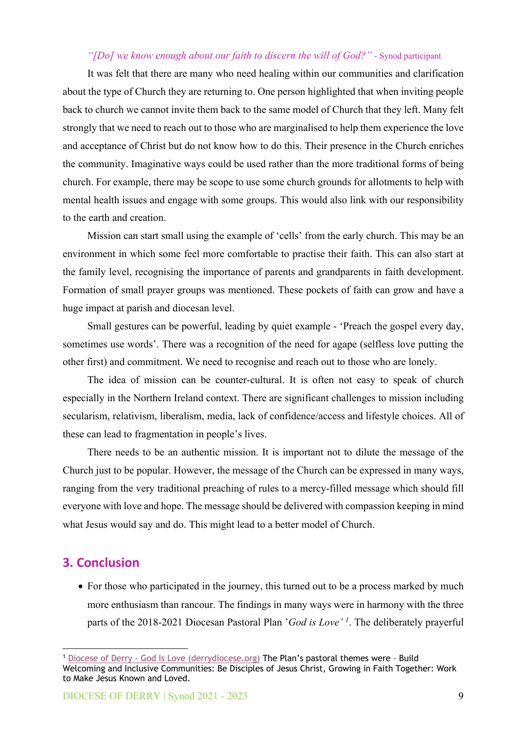*"[Do] we know enough about our faith to discern the will of God?"* - Synod participant

It was felt that there are many who need healing within our communities and clarification about the type of Church they are returning to. One person highlighted that when inviting people back to church we cannot invite them back to the same model of Church that they left. Many felt strongly that we need to reach out to those who are marginalised to help them experience the love and acceptance of Christ but do not know how to do this. Their presence in the Church enriches the community. Imaginative ways could be used rather than the more traditional forms of being church. For example, there may be scope to use some church grounds for allotments to help with mental health issues and engage with some groups. This would also link with our responsibility to the earth and creation.

Mission can start small using the example of 'cells' from the early church. This may be an environment in which some feel more comfortable to practise their faith. This can also start at the family level, recognising the importance of parents and grandparents in faith development. Formation of small prayer groups was mentioned. These pockets of faith can grow and have a huge impact at parish and diocesan level.

Small gestures can be powerful, leading by quiet example - 'Preach the gospel every day, sometimes use words'. There was a recognition of the need for agape (selfless love putting the other first) and commitment. We need to recognise and reach out to those who are lonely.

The idea of mission can be counter-cultural. It is often not easy to speak of church especially in the Northern Ireland context. There are significant challenges to mission including secularism, relativism, liberalism, media, lack of confidence/access and lifestyle choices. All of these can lead to fragmentation in people's lives.

There needs to be an authentic mission. It is important not to dilute the message of the Church just to be popular. However, the message of the Church can be expressed in many ways, ranging from the very traditional preaching of rules to a mercy-filled message which should fill everyone with love and hope. The message should be delivered with compassion keeping in mind what Jesus would say and do. This might lead to a better model of Church.

## 3. Conclusion

- For those who participated in the journey, this turned out to be a process marked by much more enthusiasm than rancour. The findings in many ways were in harmony with the three parts of the 2018-2021 Diocesan Pastoral Plan '*God is Love*'[1]. The deliberately prayerful

[1] Diocese of Derry - God Is Love (derrydiocese.org) The Plan's pastoral themes were – Build Welcoming and Inclusive Communities: Be Disciples of Jesus Christ, Growing in Faith Together: Work to Make Jesus Known and Loved.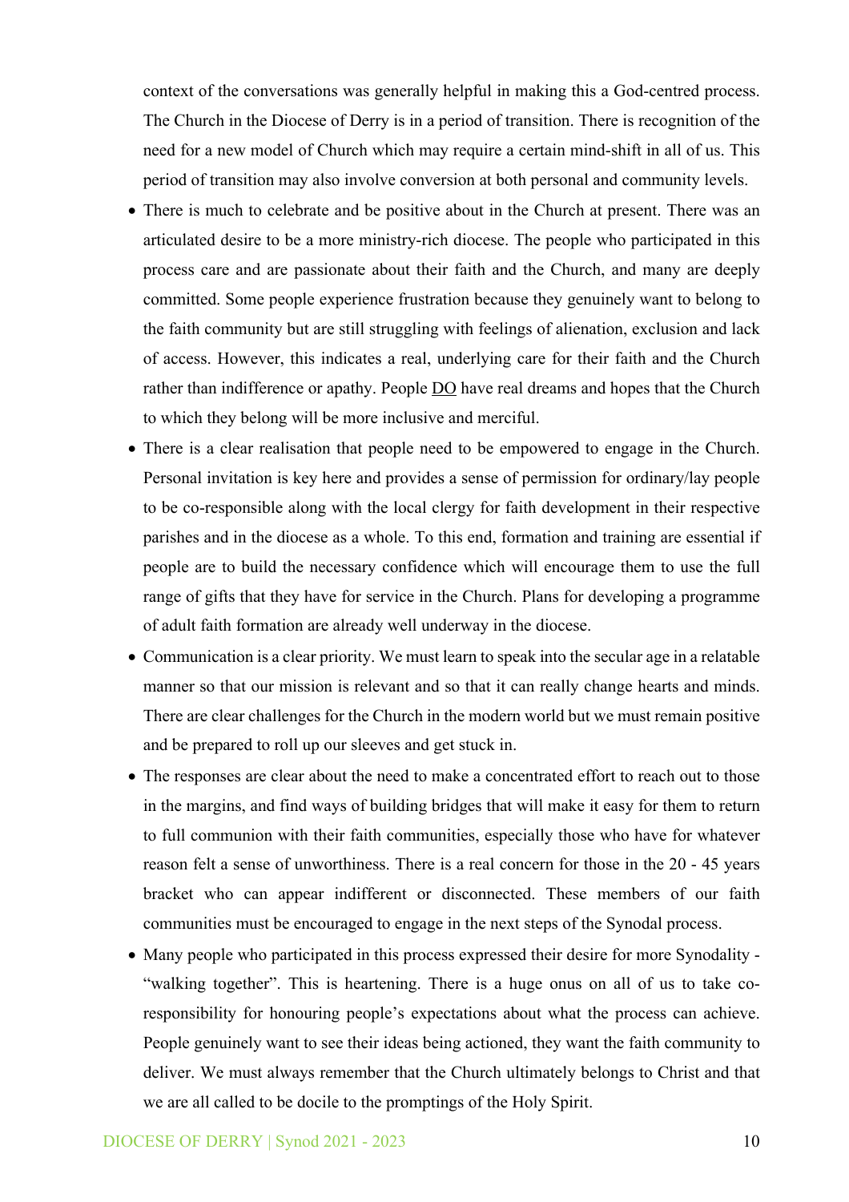context of the conversations was generally helpful in making this a God-centred process. The Church in the Diocese of Derry is in a period of transition. There is recognition of the need for a new model of Church which may require a certain mind-shift in all of us. This period of transition may also involve conversion at both personal and community levels.

- There is much to celebrate and be positive about in the Church at present. There was an articulated desire to be a more ministry-rich diocese. The people who participated in this process care and are passionate about their faith and the Church, and many are deeply committed. Some people experience frustration because they genuinely want to belong to the faith community but are still struggling with feelings of alienation, exclusion and lack of access. However, this indicates a real, underlying care for their faith and the Church rather than indifference or apathy. People <u>DO</u> have real dreams and hopes that the Church to which they belong will be more inclusive and merciful.
- There is a clear realisation that people need to be empowered to engage in the Church. Personal invitation is key here and provides a sense of permission for ordinary/lay people to be co-responsible along with the local clergy for faith development in their respective parishes and in the diocese as a whole. To this end, formation and training are essential if people are to build the necessary confidence which will encourage them to use the full range of gifts that they have for service in the Church. Plans for developing a programme of adult faith formation are already well underway in the diocese.
- Communication is a clear priority. We must learn to speak into the secular age in a relatable manner so that our mission is relevant and so that it can really change hearts and minds. There are clear challenges for the Church in the modern world but we must remain positive and be prepared to roll up our sleeves and get stuck in.
- The responses are clear about the need to make a concentrated effort to reach out to those in the margins, and find ways of building bridges that will make it easy for them to return to full communion with their faith communities, especially those who have for whatever reason felt a sense of unworthiness. There is a real concern for those in the 20 - 45 years bracket who can appear indifferent or disconnected. These members of our faith communities must be encouraged to engage in the next steps of the Synodal process.
- Many people who participated in this process expressed their desire for more Synodality - "walking together". This is heartening. There is a huge onus on all of us to take co-responsibility for honouring people's expectations about what the process can achieve. People genuinely want to see their ideas being actioned, they want the faith community to deliver. We must always remember that the Church ultimately belongs to Christ and that we are all called to be docile to the promptings of the Holy Spirit.